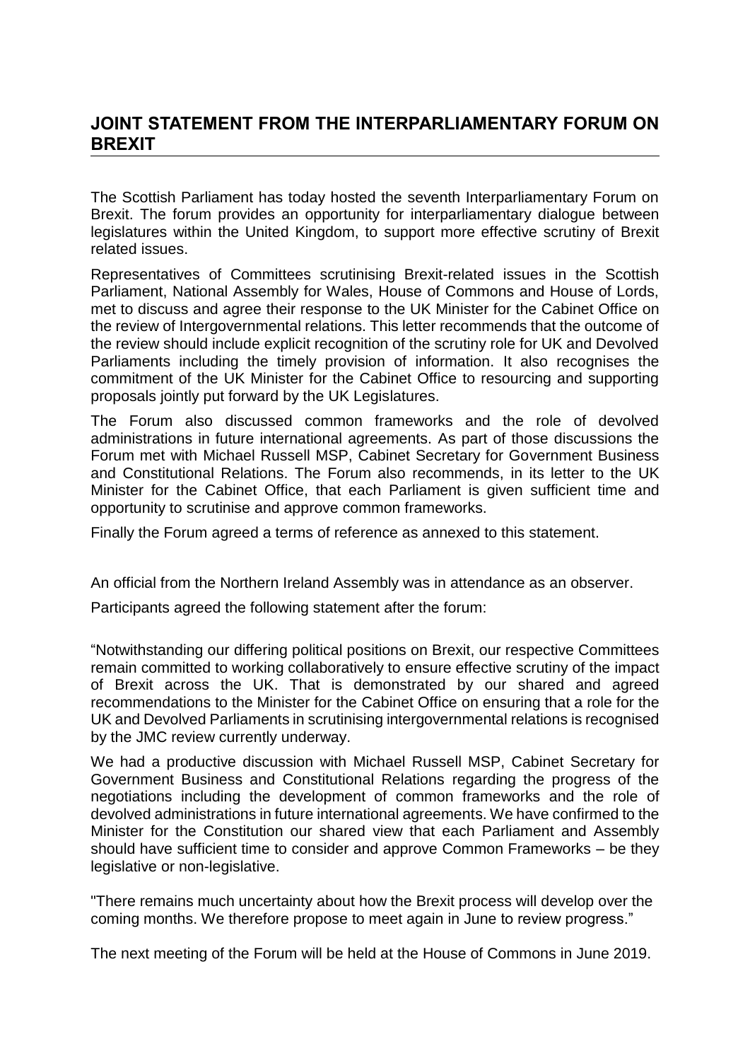## JOINT STATEMENT FROM THE INTERPARLIAMENTARY FORUM ON BREXIT

The Scottish Parliament has today hosted the seventh Interparliamentary Forum on Brexit. The forum provides an opportunity for interparliamentary dialogue between legislatures within the United Kingdom, to support more effective scrutiny of Brexit related issues.

Representatives of Committees scrutinising Brexit-related issues in the Scottish Parliament, National Assembly for Wales, House of Commons and House of Lords, met to discuss and agree their response to the UK Minister for the Cabinet Office on the review of Intergovernmental relations. This letter recommends that the outcome of the review should include explicit recognition of the scrutiny role for UK and Devolved Parliaments including the timely provision of information. It also recognises the commitment of the UK Minister for the Cabinet Office to resourcing and supporting proposals jointly put forward by the UK Legislatures.

The Forum also discussed common frameworks and the role of devolved administrations in future international agreements. As part of those discussions the Forum met with Michael Russell MSP, Cabinet Secretary for Government Business and Constitutional Relations. The Forum also recommends, in its letter to the UK Minister for the Cabinet Office, that each Parliament is given sufficient time and opportunity to scrutinise and approve common frameworks.

Finally the Forum agreed a terms of reference as annexed to this statement.

An official from the Northern Ireland Assembly was in attendance as an observer.

Participants agreed the following statement after the forum:

"Notwithstanding our differing political positions on Brexit, our respective Committees remain committed to working collaboratively to ensure effective scrutiny of the impact of Brexit across the UK. That is demonstrated by our shared and agreed recommendations to the Minister for the Cabinet Office on ensuring that a role for the UK and Devolved Parliaments in scrutinising intergovernmental relations is recognised by the JMC review currently underway.

We had a productive discussion with Michael Russell MSP, Cabinet Secretary for Government Business and Constitutional Relations regarding the progress of the negotiations including the development of common frameworks and the role of devolved administrations in future international agreements. We have confirmed to the Minister for the Constitution our shared view that each Parliament and Assembly should have sufficient time to consider and approve Common Frameworks – be they legislative or non-legislative.

"There remains much uncertainty about how the Brexit process will develop over the coming months. We therefore propose to meet again in June to review progress."

The next meeting of the Forum will be held at the House of Commons in June 2019.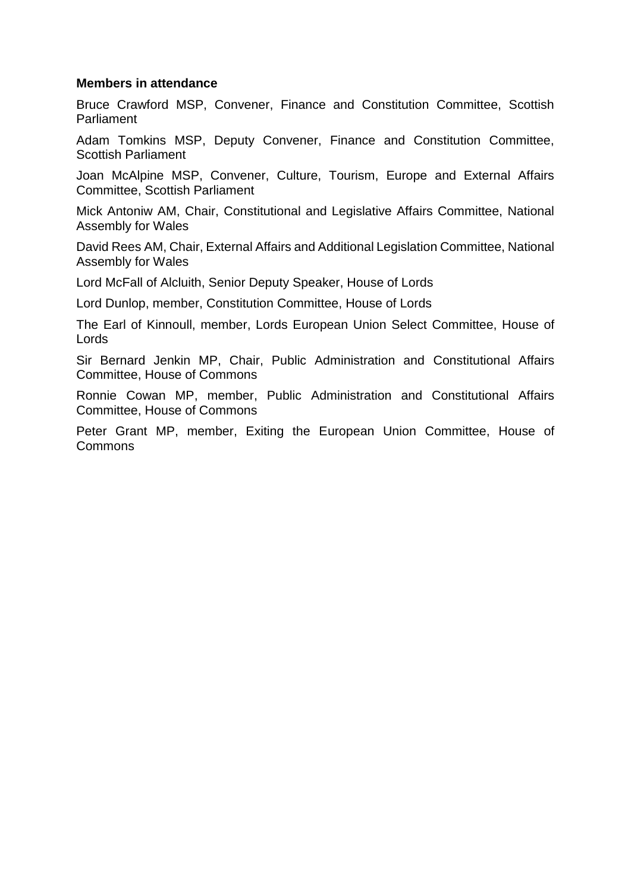**Members in attendance**

Bruce Crawford MSP, Convener, Finance and Constitution Committee, Scottish Parliament

Adam Tomkins MSP, Deputy Convener, Finance and Constitution Committee, Scottish Parliament

Joan McAlpine MSP, Convener, Culture, Tourism, Europe and External Affairs Committee, Scottish Parliament

Mick Antoniw AM, Chair, Constitutional and Legislative Affairs Committee, National Assembly for Wales

David Rees AM, Chair, External Affairs and Additional Legislation Committee, National Assembly for Wales

Lord McFall of Alcluith, Senior Deputy Speaker, House of Lords

Lord Dunlop, member, Constitution Committee, House of Lords

The Earl of Kinnoull, member, Lords European Union Select Committee, House of Lords

Sir Bernard Jenkin MP, Chair, Public Administration and Constitutional Affairs Committee, House of Commons

Ronnie Cowan MP, member, Public Administration and Constitutional Affairs Committee, House of Commons

Peter Grant MP, member, Exiting the European Union Committee, House of Commons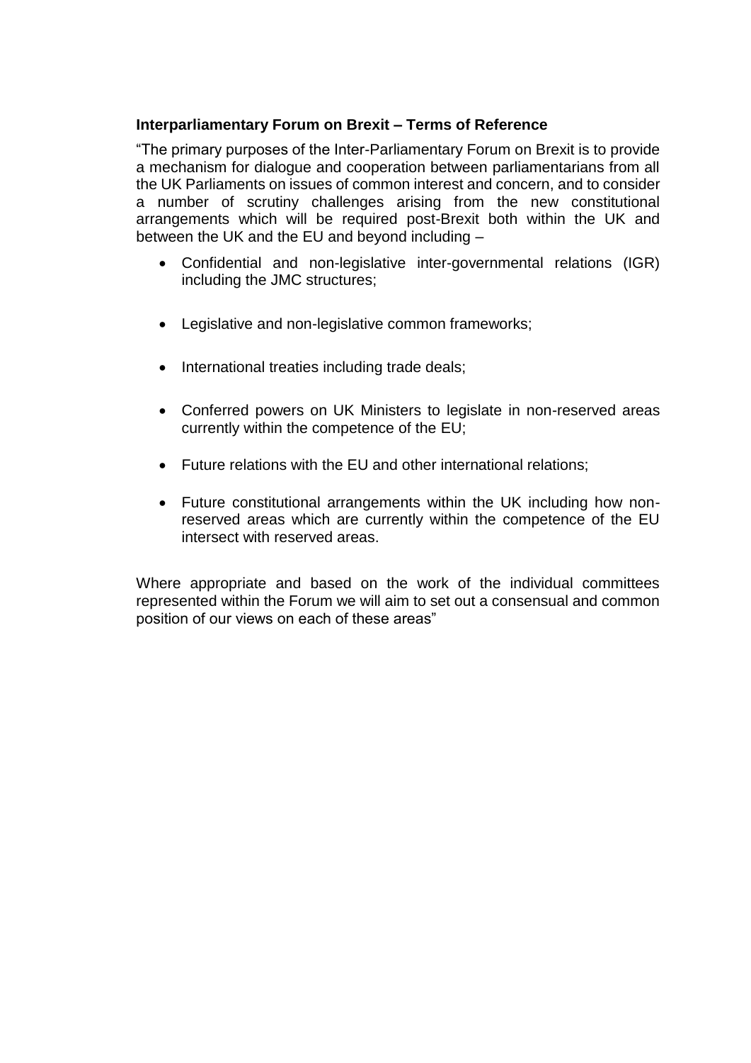**Interparliamentary Forum on Brexit – Terms of Reference**

"The primary purposes of the Inter-Parliamentary Forum on Brexit is to provide a mechanism for dialogue and cooperation between parliamentarians from all the UK Parliaments on issues of common interest and concern, and to consider a number of scrutiny challenges arising from the new constitutional arrangements which will be required post-Brexit both within the UK and between the UK and the EU and beyond including –

- Confidential and non-legislative inter-governmental relations (IGR) including the JMC structures;
- Legislative and non-legislative common frameworks;
- International treaties including trade deals;
- Conferred powers on UK Ministers to legislate in non-reserved areas currently within the competence of the EU;
- Future relations with the EU and other international relations;
- Future constitutional arrangements within the UK including how non-reserved areas which are currently within the competence of the EU intersect with reserved areas.

Where appropriate and based on the work of the individual committees represented within the Forum we will aim to set out a consensual and common position of our views on each of these areas"